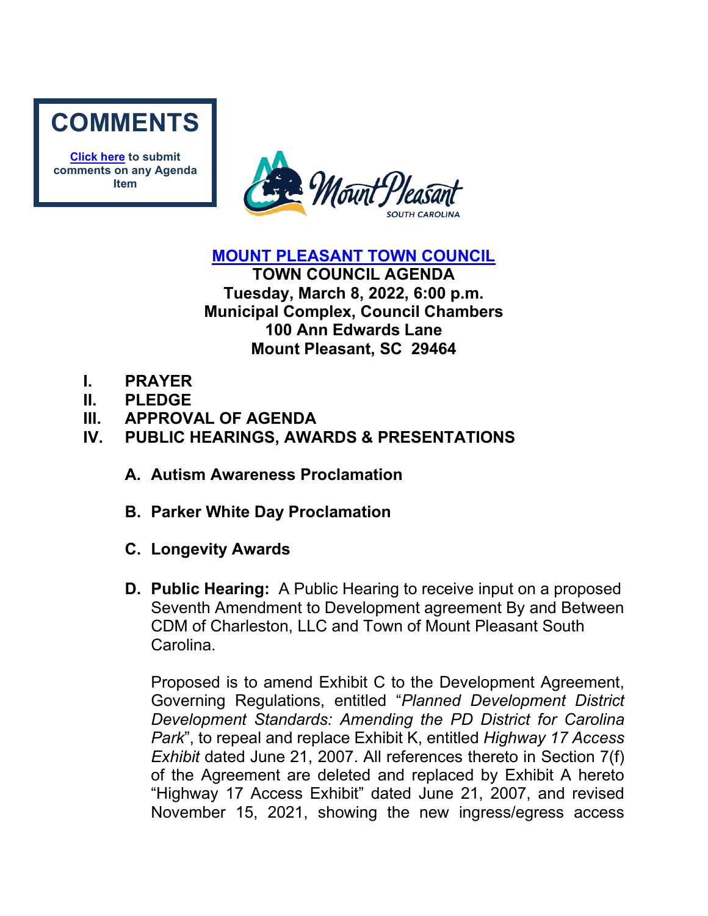**COMMENTS**

**[Click here](#) to submit comments on any Agenda Item**

# [MOUNT PLEASANT TOWN COUNCIL](#)

**TOWN COUNCIL AGENDA**
**Tuesday, March 8, 2022, 6:00 p.m.**
**Municipal Complex, Council Chambers**
**100 Ann Edwards Lane**
**Mount Pleasant, SC 29464**

**I. PRAYER**

**II. PLEDGE**

**III. APPROVAL OF AGENDA**

**IV. PUBLIC HEARINGS, AWARDS & PRESENTATIONS**

**A. Autism Awareness Proclamation**

**B. Parker White Day Proclamation**

**C. Longevity Awards**

**D. Public Hearing:** A Public Hearing to receive input on a proposed Seventh Amendment to Development agreement By and Between CDM of Charleston, LLC and Town of Mount Pleasant South Carolina.

Proposed is to amend Exhibit C to the Development Agreement, Governing Regulations, entitled "*Planned Development District Development Standards: Amending the PD District for Carolina Park*", to repeal and replace Exhibit K, entitled *Highway 17 Access Exhibit* dated June 21, 2007. All references thereto in Section 7(f) of the Agreement are deleted and replaced by Exhibit A hereto "Highway 17 Access Exhibit" dated June 21, 2007, and revised November 15, 2021, showing the new ingress/egress access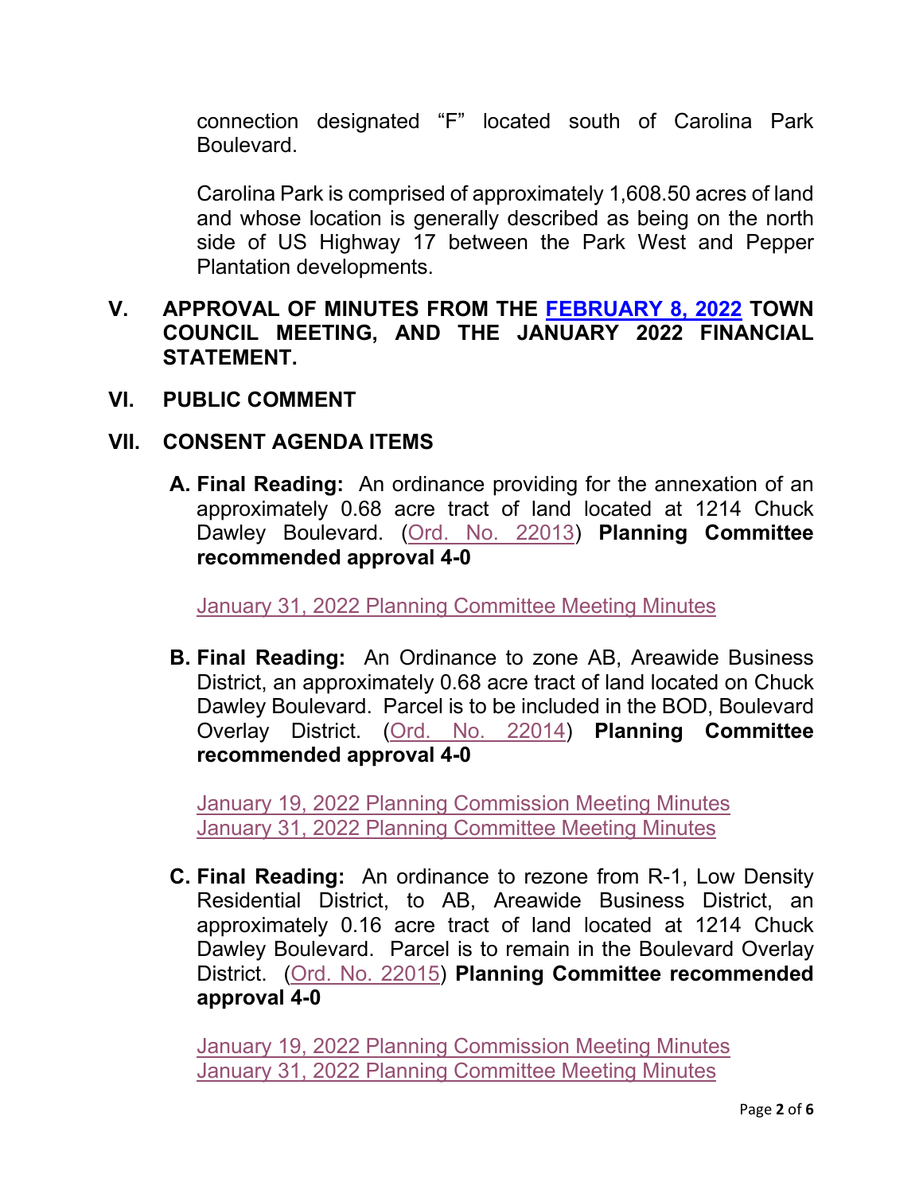connection designated "F" located south of Carolina Park Boulevard.

Carolina Park is comprised of approximately 1,608.50 acres of land and whose location is generally described as being on the north side of US Highway 17 between the Park West and Pepper Plantation developments.

## V. APPROVAL OF MINUTES FROM THE FEBRUARY 8, 2022 TOWN COUNCIL MEETING, AND THE JANUARY 2022 FINANCIAL STATEMENT.

## VI. PUBLIC COMMENT

## VII. CONSENT AGENDA ITEMS

**A. Final Reading:** An ordinance providing for the annexation of an approximately 0.68 acre tract of land located at 1214 Chuck Dawley Boulevard. (Ord. No. 22013) **Planning Committee recommended approval 4-0**

January 31, 2022 Planning Committee Meeting Minutes

**B. Final Reading:** An Ordinance to zone AB, Areawide Business District, an approximately 0.68 acre tract of land located on Chuck Dawley Boulevard. Parcel is to be included in the BOD, Boulevard Overlay District. (Ord. No. 22014) **Planning Committee recommended approval 4-0**

January 19, 2022 Planning Commission Meeting Minutes
January 31, 2022 Planning Committee Meeting Minutes

**C. Final Reading:** An ordinance to rezone from R-1, Low Density Residential District, to AB, Areawide Business District, an approximately 0.16 acre tract of land located at 1214 Chuck Dawley Boulevard. Parcel is to remain in the Boulevard Overlay District. (Ord. No. 22015) **Planning Committee recommended approval 4-0**

January 19, 2022 Planning Commission Meeting Minutes
January 31, 2022 Planning Committee Meeting Minutes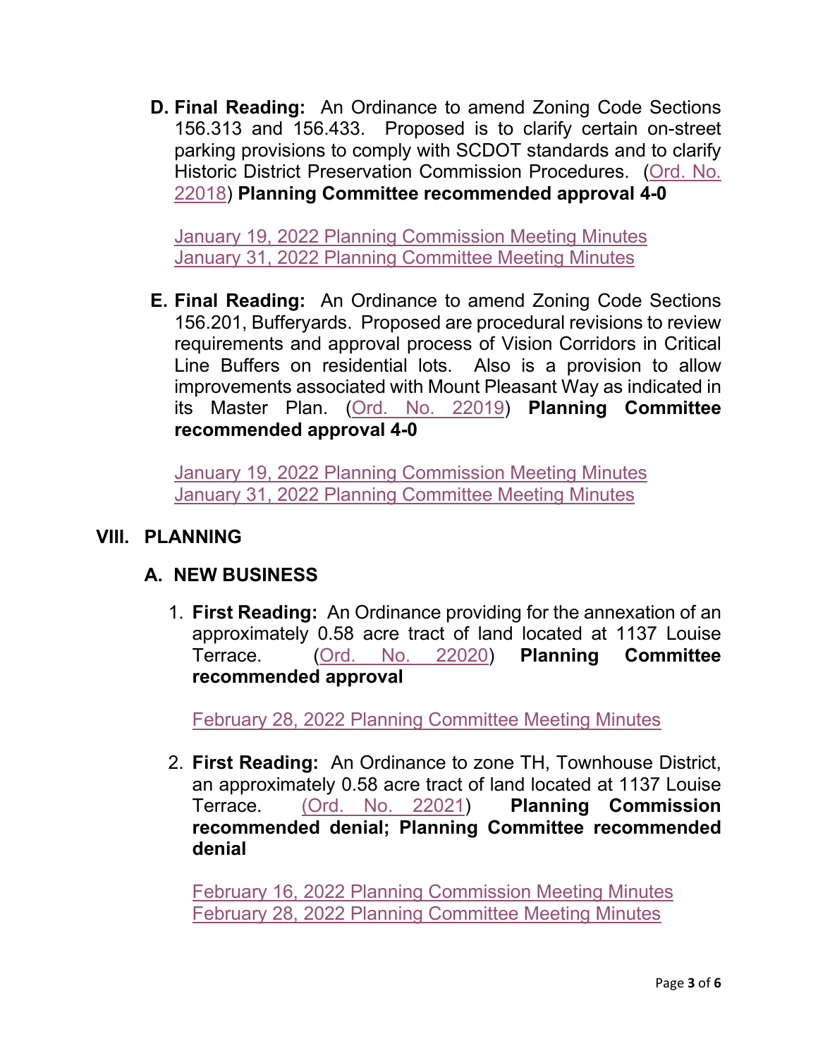**D. Final Reading:** An Ordinance to amend Zoning Code Sections 156.313 and 156.433. Proposed is to clarify certain on-street parking provisions to comply with SCDOT standards and to clarify Historic District Preservation Commission Procedures. (Ord. No. 22018) **Planning Committee recommended approval 4-0**

January 19, 2022 Planning Commission Meeting Minutes
January 31, 2022 Planning Committee Meeting Minutes

**E. Final Reading:** An Ordinance to amend Zoning Code Sections 156.201, Bufferyards. Proposed are procedural revisions to review requirements and approval process of Vision Corridors in Critical Line Buffers on residential lots. Also is a provision to allow improvements associated with Mount Pleasant Way as indicated in its Master Plan. (Ord. No. 22019) **Planning Committee recommended approval 4-0**

January 19, 2022 Planning Commission Meeting Minutes
January 31, 2022 Planning Committee Meeting Minutes

## VIII. PLANNING

### A. NEW BUSINESS

1. **First Reading:** An Ordinance providing for the annexation of an approximately 0.58 acre tract of land located at 1137 Louise Terrace. (Ord. No. 22020) **Planning Committee recommended approval**

   February 28, 2022 Planning Committee Meeting Minutes

2. **First Reading:** An Ordinance to zone TH, Townhouse District, an approximately 0.58 acre tract of land located at 1137 Louise Terrace. (Ord. No. 22021) **Planning Commission recommended denial; Planning Committee recommended denial**

   February 16, 2022 Planning Commission Meeting Minutes
   February 28, 2022 Planning Committee Meeting Minutes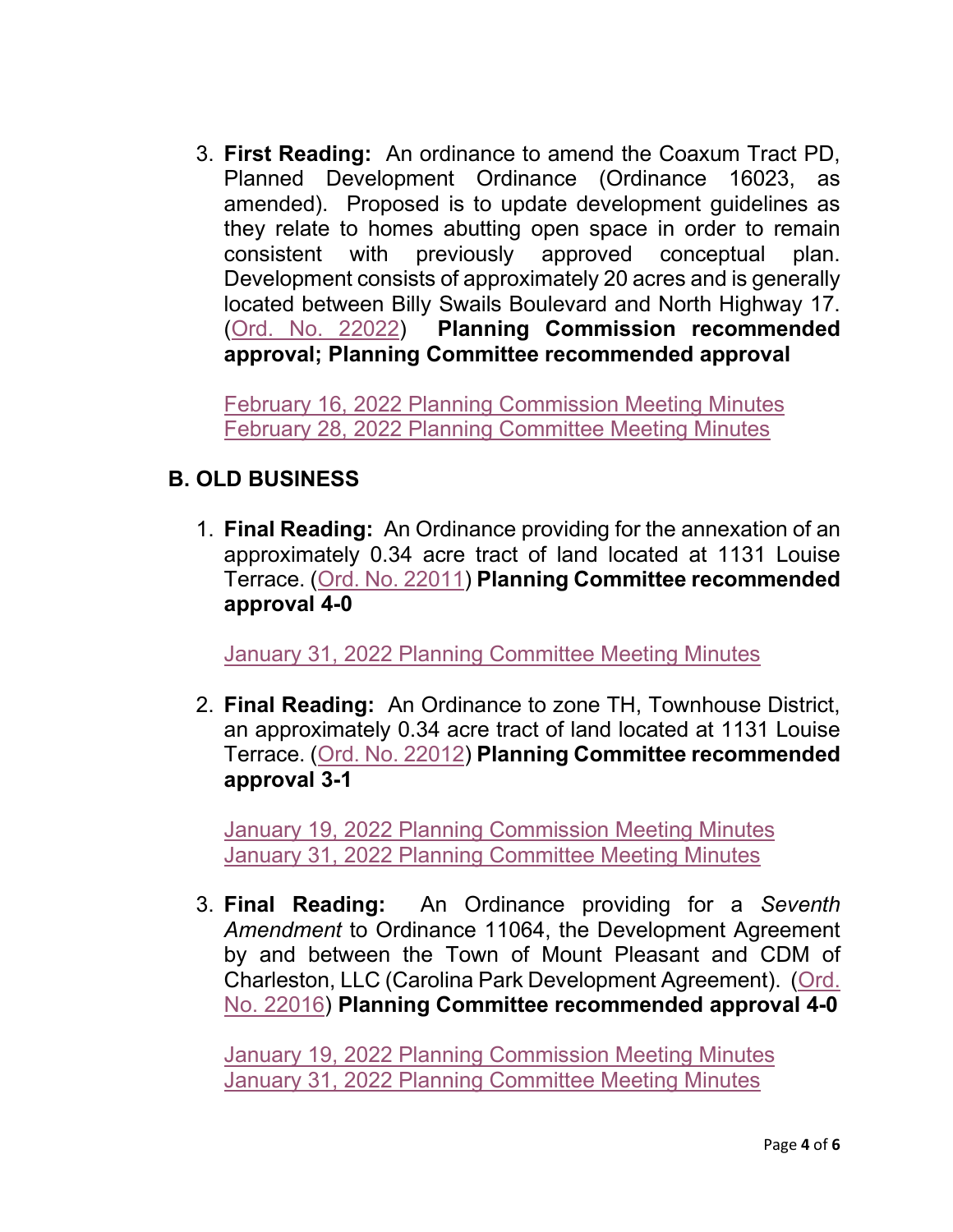3. **First Reading:** An ordinance to amend the Coaxum Tract PD, Planned Development Ordinance (Ordinance 16023, as amended). Proposed is to update development guidelines as they relate to homes abutting open space in order to remain consistent with previously approved conceptual plan. Development consists of approximately 20 acres and is generally located between Billy Swails Boulevard and North Highway 17. (Ord. No. 22022) **Planning Commission recommended approval; Planning Committee recommended approval**

   February 16, 2022 Planning Commission Meeting Minutes
   February 28, 2022 Planning Committee Meeting Minutes

## B. OLD BUSINESS

1. **Final Reading:** An Ordinance providing for the annexation of an approximately 0.34 acre tract of land located at 1131 Louise Terrace. (Ord. No. 22011) **Planning Committee recommended approval 4-0**

   January 31, 2022 Planning Committee Meeting Minutes

2. **Final Reading:** An Ordinance to zone TH, Townhouse District, an approximately 0.34 acre tract of land located at 1131 Louise Terrace. (Ord. No. 22012) **Planning Committee recommended approval 3-1**

   January 19, 2022 Planning Commission Meeting Minutes
   January 31, 2022 Planning Committee Meeting Minutes

3. **Final Reading:** An Ordinance providing for a *Seventh Amendment* to Ordinance 11064, the Development Agreement by and between the Town of Mount Pleasant and CDM of Charleston, LLC (Carolina Park Development Agreement). (Ord. No. 22016) **Planning Committee recommended approval 4-0**

   January 19, 2022 Planning Commission Meeting Minutes
   January 31, 2022 Planning Committee Meeting Minutes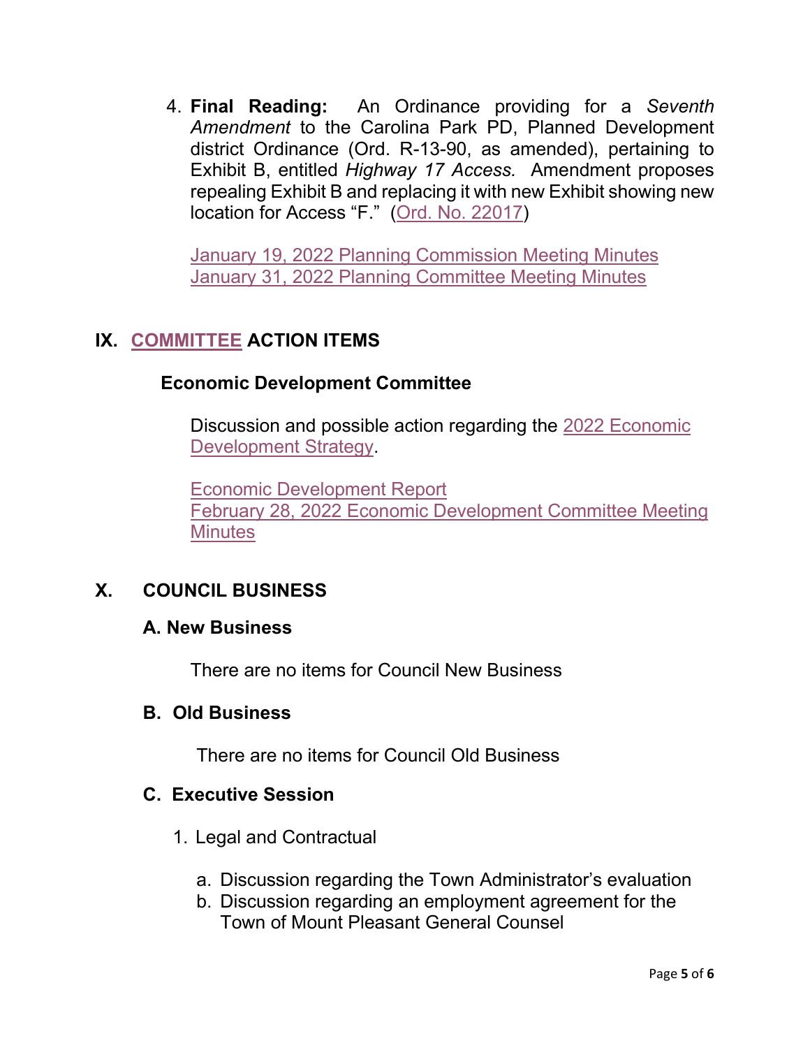4. **Final Reading:** An Ordinance providing for a *Seventh Amendment* to the Carolina Park PD, Planned Development district Ordinance (Ord. R-13-90, as amended), pertaining to Exhibit B, entitled *Highway 17 Access.* Amendment proposes repealing Exhibit B and replacing it with new Exhibit showing new location for Access "F." (Ord. No. 22017)

   January 19, 2022 Planning Commission Meeting Minutes
   January 31, 2022 Planning Committee Meeting Minutes

## IX. COMMITTEE ACTION ITEMS

### Economic Development Committee

Discussion and possible action regarding the 2022 Economic Development Strategy.

Economic Development Report
February 28, 2022 Economic Development Committee Meeting Minutes

## X. COUNCIL BUSINESS

### A. New Business

There are no items for Council New Business

### B. Old Business

There are no items for Council Old Business

### C. Executive Session

1. Legal and Contractual

   a. Discussion regarding the Town Administrator's evaluation
   b. Discussion regarding an employment agreement for the Town of Mount Pleasant General Counsel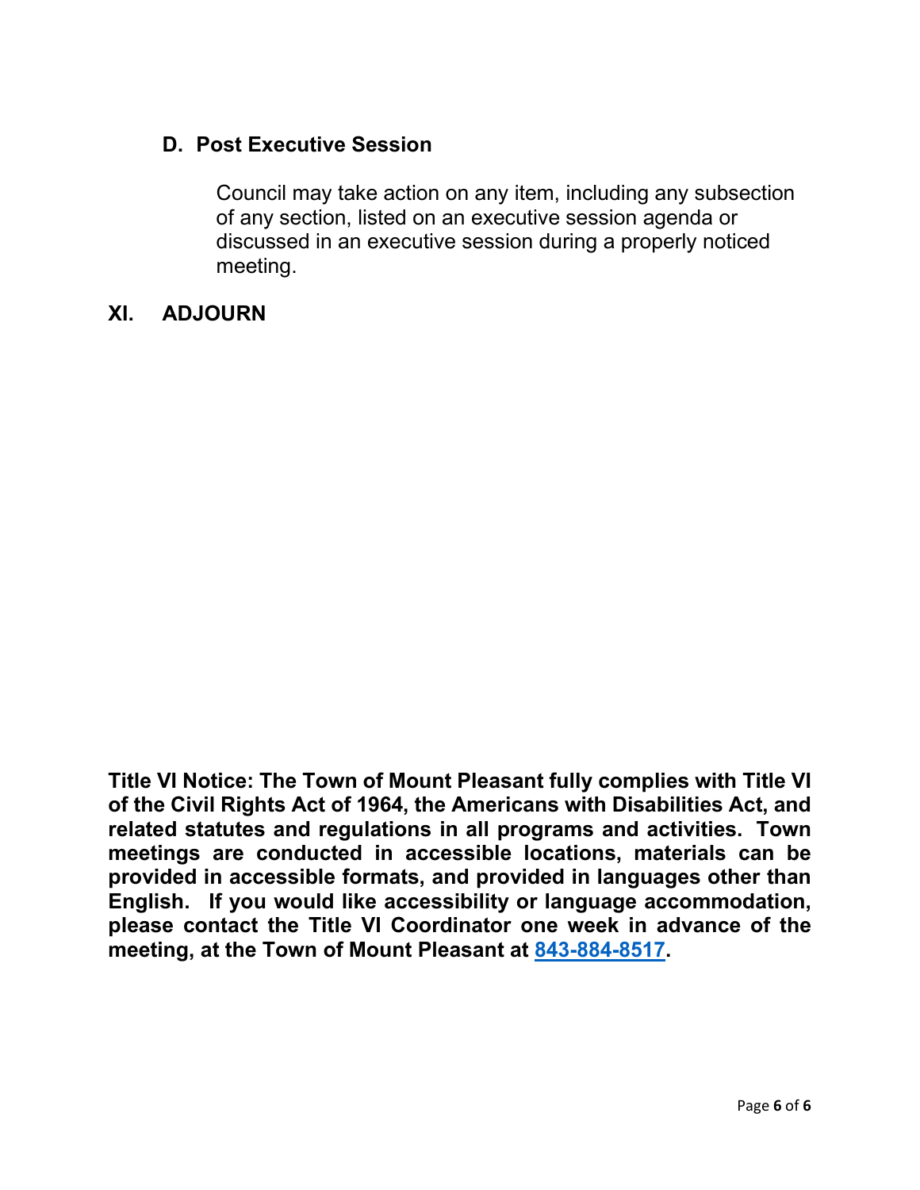### D. Post Executive Session

Council may take action on any item, including any subsection of any section, listed on an executive session agenda or discussed in an executive session during a properly noticed meeting.

## XI. ADJOURN

**Title VI Notice: The Town of Mount Pleasant fully complies with Title VI of the Civil Rights Act of 1964, the Americans with Disabilities Act, and related statutes and regulations in all programs and activities. Town meetings are conducted in accessible locations, materials can be provided in accessible formats, and provided in languages other than English. If you would like accessibility or language accommodation, please contact the Title VI Coordinator one week in advance of the meeting, at the Town of Mount Pleasant at 843-884-8517.**